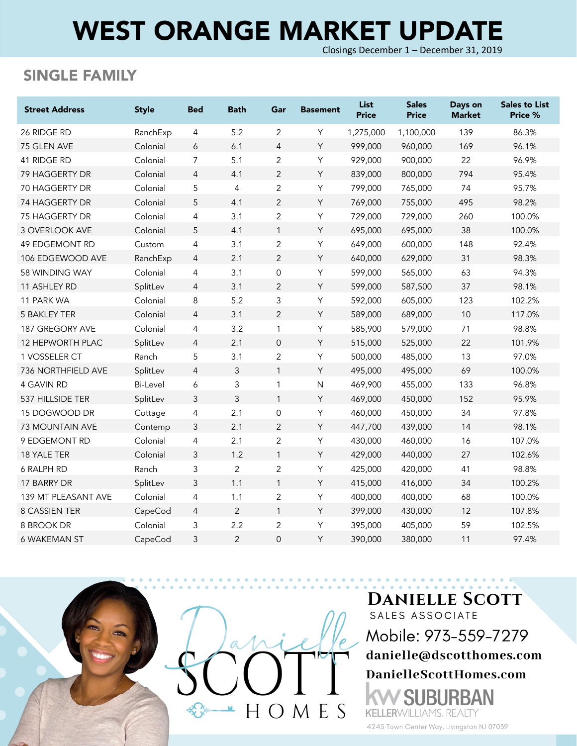# WEST ORANGE MARKET UPDATE

Closings December 1 – December 31, 2019

## SINGLE FAMILY

| Street Address | Style | Bed | Bath | Gar | Basement | List Price | Sales Price | Days on Market | Sales to List Price % |
|---|---|---|---|---|---|---|---|---|---|
| 26 RIDGE RD | RanchExp | 4 | 5.2 | 2 | Y | 1,275,000 | 1,100,000 | 139 | 86.3% |
| 75 GLEN AVE | Colonial | 6 | 6.1 | 4 | Y | 999,000 | 960,000 | 169 | 96.1% |
| 41 RIDGE RD | Colonial | 7 | 5.1 | 2 | Y | 929,000 | 900,000 | 22 | 96.9% |
| 79 HAGGERTY DR | Colonial | 4 | 4.1 | 2 | Y | 839,000 | 800,000 | 794 | 95.4% |
| 70 HAGGERTY DR | Colonial | 5 | 4 | 2 | Y | 799,000 | 765,000 | 74 | 95.7% |
| 74 HAGGERTY DR | Colonial | 5 | 4.1 | 2 | Y | 769,000 | 755,000 | 495 | 98.2% |
| 75 HAGGERTY DR | Colonial | 4 | 3.1 | 2 | Y | 729,000 | 729,000 | 260 | 100.0% |
| 3 OVERLOOK AVE | Colonial | 5 | 4.1 | 1 | Y | 695,000 | 695,000 | 38 | 100.0% |
| 49 EDGEMONT RD | Custom | 4 | 3.1 | 2 | Y | 649,000 | 600,000 | 148 | 92.4% |
| 106 EDGEWOOD AVE | RanchExp | 4 | 2.1 | 2 | Y | 640,000 | 629,000 | 31 | 98.3% |
| 58 WINDING WAY | Colonial | 4 | 3.1 | 0 | Y | 599,000 | 565,000 | 63 | 94.3% |
| 11 ASHLEY RD | SplitLev | 4 | 3.1 | 2 | Y | 599,000 | 587,500 | 37 | 98.1% |
| 11 PARK WA | Colonial | 8 | 5.2 | 3 | Y | 592,000 | 605,000 | 123 | 102.2% |
| 5 BAKLEY TER | Colonial | 4 | 3.1 | 2 | Y | 589,000 | 689,000 | 10 | 117.0% |
| 187 GREGORY AVE | Colonial | 4 | 3.2 | 1 | Y | 585,900 | 579,000 | 71 | 98.8% |
| 12 HEPWORTH PLAC | SplitLev | 4 | 2.1 | 0 | Y | 515,000 | 525,000 | 22 | 101.9% |
| 1 VOSSELER CT | Ranch | 5 | 3.1 | 2 | Y | 500,000 | 485,000 | 13 | 97.0% |
| 736 NORTHFIELD AVE | SplitLev | 4 | 3 | 1 | Y | 495,000 | 495,000 | 69 | 100.0% |
| 4 GAVIN RD | Bi-Level | 6 | 3 | 1 | N | 469,900 | 455,000 | 133 | 96.8% |
| 537 HILLSIDE TER | SplitLev | 3 | 3 | 1 | Y | 469,000 | 450,000 | 152 | 95.9% |
| 15 DOGWOOD DR | Cottage | 4 | 2.1 | 0 | Y | 460,000 | 450,000 | 34 | 97.8% |
| 73 MOUNTAIN AVE | Contemp | 3 | 2.1 | 2 | Y | 447,700 | 439,000 | 14 | 98.1% |
| 9 EDGEMONT RD | Colonial | 4 | 2.1 | 2 | Y | 430,000 | 460,000 | 16 | 107.0% |
| 18 YALE TER | Colonial | 3 | 1.2 | 1 | Y | 429,000 | 440,000 | 27 | 102.6% |
| 6 RALPH RD | Ranch | 3 | 2 | 2 | Y | 425,000 | 420,000 | 41 | 98.8% |
| 17 BARRY DR | SplitLev | 3 | 1.1 | 1 | Y | 415,000 | 416,000 | 34 | 100.2% |
| 139 MT PLEASANT AVE | Colonial | 4 | 1.1 | 2 | Y | 400,000 | 400,000 | 68 | 100.0% |
| 8 CASSIEN TER | CapeCod | 4 | 2 | 1 | Y | 399,000 | 430,000 | 12 | 107.8% |
| 8 BROOK DR | Colonial | 3 | 2.2 | 2 | Y | 395,000 | 405,000 | 59 | 102.5% |
| 6 WAKEMAN ST | CapeCod | 3 | 2 | 0 | Y | 390,000 | 380,000 | 11 | 97.4% |

Danielle SCOTT HOMES

**DANIELLE SCOTT**
SALES ASSOCIATE
Mobile: 973-559-7279
danielle@dscotthomes.com
DanielleScottHomes.com
KW SUBURBAN
KELLERWILLIAMS. REALTY
4245 Town Center Way, Livingston NJ 07039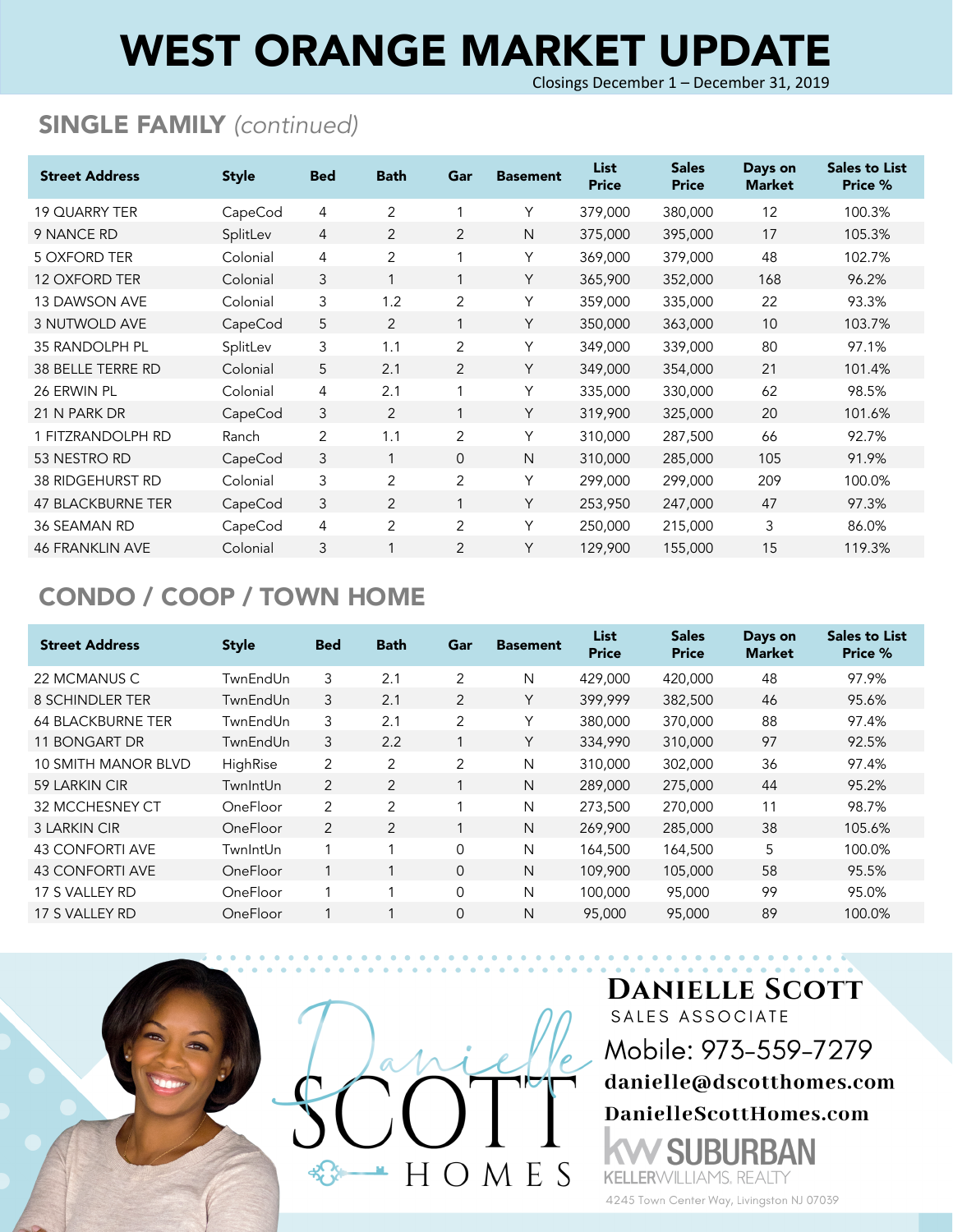# WEST ORANGE MARKET UPDATE

Closings December 1 – December 31, 2019

## SINGLE FAMILY *(continued)*

| Street Address | Style | Bed | Bath | Gar | Basement | List Price | Sales Price | Days on Market | Sales to List Price % |
|---|---|---|---|---|---|---|---|---|---|
| 19 QUARRY TER | CapeCod | 4 | 2 | 1 | Y | 379,000 | 380,000 | 12 | 100.3% |
| 9 NANCE RD | SplitLev | 4 | 2 | 2 | N | 375,000 | 395,000 | 17 | 105.3% |
| 5 OXFORD TER | Colonial | 4 | 2 | 1 | Y | 369,000 | 379,000 | 48 | 102.7% |
| 12 OXFORD TER | Colonial | 3 | 1 | 1 | Y | 365,900 | 352,000 | 168 | 96.2% |
| 13 DAWSON AVE | Colonial | 3 | 1.2 | 2 | Y | 359,000 | 335,000 | 22 | 93.3% |
| 3 NUTWOLD AVE | CapeCod | 5 | 2 | 1 | Y | 350,000 | 363,000 | 10 | 103.7% |
| 35 RANDOLPH PL | SplitLev | 3 | 1.1 | 2 | Y | 349,000 | 339,000 | 80 | 97.1% |
| 38 BELLE TERRE RD | Colonial | 5 | 2.1 | 2 | Y | 349,000 | 354,000 | 21 | 101.4% |
| 26 ERWIN PL | Colonial | 4 | 2.1 | 1 | Y | 335,000 | 330,000 | 62 | 98.5% |
| 21 N PARK DR | CapeCod | 3 | 2 | 1 | Y | 319,900 | 325,000 | 20 | 101.6% |
| 1 FITZRANDOLPH RD | Ranch | 2 | 1.1 | 2 | Y | 310,000 | 287,500 | 66 | 92.7% |
| 53 NESTRO RD | CapeCod | 3 | 1 | 0 | N | 310,000 | 285,000 | 105 | 91.9% |
| 38 RIDGEHURST RD | Colonial | 3 | 2 | 2 | Y | 299,000 | 299,000 | 209 | 100.0% |
| 47 BLACKBURNE TER | CapeCod | 3 | 2 | 1 | Y | 253,950 | 247,000 | 47 | 97.3% |
| 36 SEAMAN RD | CapeCod | 4 | 2 | 2 | Y | 250,000 | 215,000 | 3 | 86.0% |
| 46 FRANKLIN AVE | Colonial | 3 | 1 | 2 | Y | 129,900 | 155,000 | 15 | 119.3% |

## CONDO / COOP / TOWN HOME

| Street Address | Style | Bed | Bath | Gar | Basement | List Price | Sales Price | Days on Market | Sales to List Price % |
|---|---|---|---|---|---|---|---|---|---|
| 22 MCMANUS C | TwnEndUn | 3 | 2.1 | 2 | N | 429,000 | 420,000 | 48 | 97.9% |
| 8 SCHINDLER TER | TwnEndUn | 3 | 2.1 | 2 | Y | 399,999 | 382,500 | 46 | 95.6% |
| 64 BLACKBURNE TER | TwnEndUn | 3 | 2.1 | 2 | Y | 380,000 | 370,000 | 88 | 97.4% |
| 11 BONGART DR | TwnEndUn | 3 | 2.2 | 1 | Y | 334,990 | 310,000 | 97 | 92.5% |
| 10 SMITH MANOR BLVD | HighRise | 2 | 2 | 2 | N | 310,000 | 302,000 | 36 | 97.4% |
| 59 LARKIN CIR | TwnIntUn | 2 | 2 | 1 | N | 289,000 | 275,000 | 44 | 95.2% |
| 32 MCCHESNEY CT | OneFloor | 2 | 2 | 1 | N | 273,500 | 270,000 | 11 | 98.7% |
| 3 LARKIN CIR | OneFloor | 2 | 2 | 1 | N | 269,900 | 285,000 | 38 | 105.6% |
| 43 CONFORTI AVE | TwnIntUn | 1 | 1 | 0 | N | 164,500 | 164,500 | 5 | 100.0% |
| 43 CONFORTI AVE | OneFloor | 1 | 1 | 0 | N | 109,900 | 105,000 | 58 | 95.5% |
| 17 S VALLEY RD | OneFloor | 1 | 1 | 0 | N | 100,000 | 95,000 | 99 | 95.0% |
| 17 S VALLEY RD | OneFloor | 1 | 1 | 0 | N | 95,000 | 95,000 | 89 | 100.0% |

Danielle SCOTT HOMES

**DANIELLE SCOTT**
SALES ASSOCIATE
Mobile: 973-559-7279
**danielle@dscotthomes.com**
**DanielleScottHomes.com**

KW SUBURBAN
KELLERWILLIAMS. REALTY
4245 Town Center Way, Livingston NJ 07039